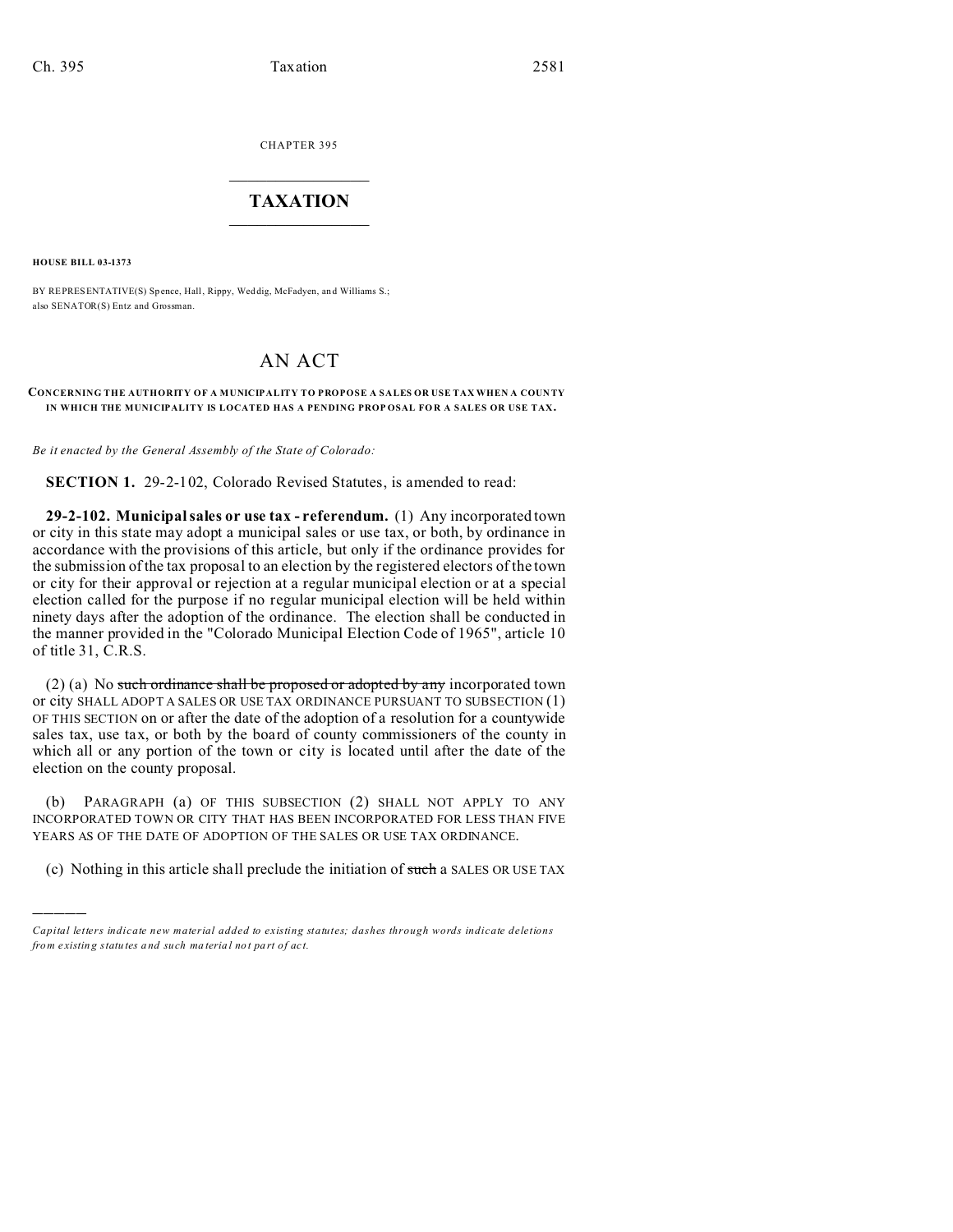CHAPTER 395

# TAXATION

**HOUSE BILL 03-1373**

BY REPRESENTATIVE(S) Spence, Hall, Rippy, Weddig, McFadyen, and Williams S.; also SENATOR(S) Entz and Grossman.

# AN ACT

**CONCERNING THE AUTHORITY OF A MUNICIPALITY TO PROPOSE A SALES OR USE TAX WHEN A COUNTY IN WHICH THE MUNICIPALITY IS LOCATED HAS A PENDING PROPOSAL FOR A SALES OR USE TAX.**

*Be it enacted by the General Assembly of the State of Colorado:*

**SECTION 1.** 29-2-102, Colorado Revised Statutes, is amended to read:

**29-2-102. Municipal sales or use tax - referendum.** (1) Any incorporated town or city in this state may adopt a municipal sales or use tax, or both, by ordinance in accordance with the provisions of this article, but only if the ordinance provides for the submission of the tax proposal to an election by the registered electors of the town or city for their approval or rejection at a regular municipal election or at a special election called for the purpose if no regular municipal election will be held within ninety days after the adoption of the ordinance. The election shall be conducted in the manner provided in the "Colorado Municipal Election Code of 1965", article 10 of title 31, C.R.S.

(2) (a) No ~~such ordinance shall be proposed or adopted by any~~ incorporated town or city SHALL ADOPT A SALES OR USE TAX ORDINANCE PURSUANT TO SUBSECTION (1) OF THIS SECTION on or after the date of the adoption of a resolution for a countywide sales tax, use tax, or both by the board of county commissioners of the county in which all or any portion of the town or city is located until after the date of the election on the county proposal.

(b) PARAGRAPH (a) OF THIS SUBSECTION (2) SHALL NOT APPLY TO ANY INCORPORATED TOWN OR CITY THAT HAS BEEN INCORPORATED FOR LESS THAN FIVE YEARS AS OF THE DATE OF ADOPTION OF THE SALES OR USE TAX ORDINANCE.

(c) Nothing in this article shall preclude the initiation of ~~such~~ a SALES OR USE TAX

---

*Capital letters indicate new material added to existing statutes; dashes through words indicate deletions from existing statutes and such material not part of act.*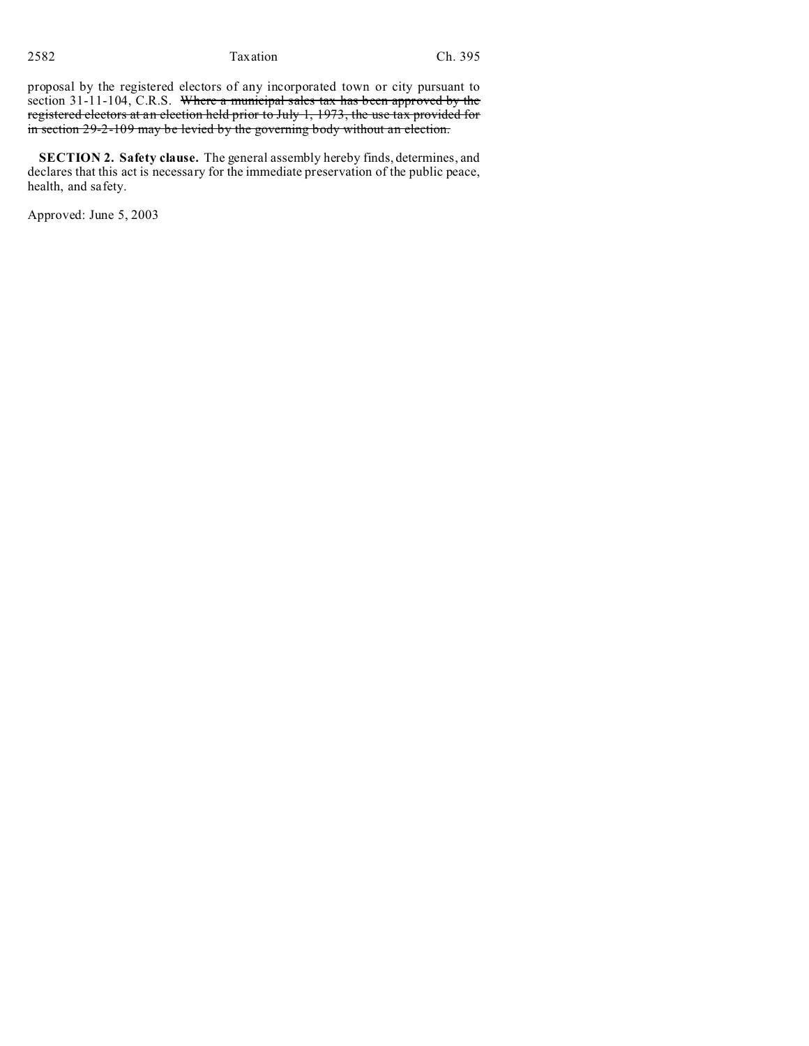proposal by the registered electors of any incorporated town or city pursuant to section 31-11-104, C.R.S. ~~Where a municipal sales tax has been approved by the registered electors at an election held prior to July 1, 1973, the use tax provided for in section 29-2-109 may be levied by the governing body without an election.~~

**SECTION 2. Safety clause.** The general assembly hereby finds, determines, and declares that this act is necessary for the immediate preservation of the public peace, health, and safety.

Approved: June 5, 2003